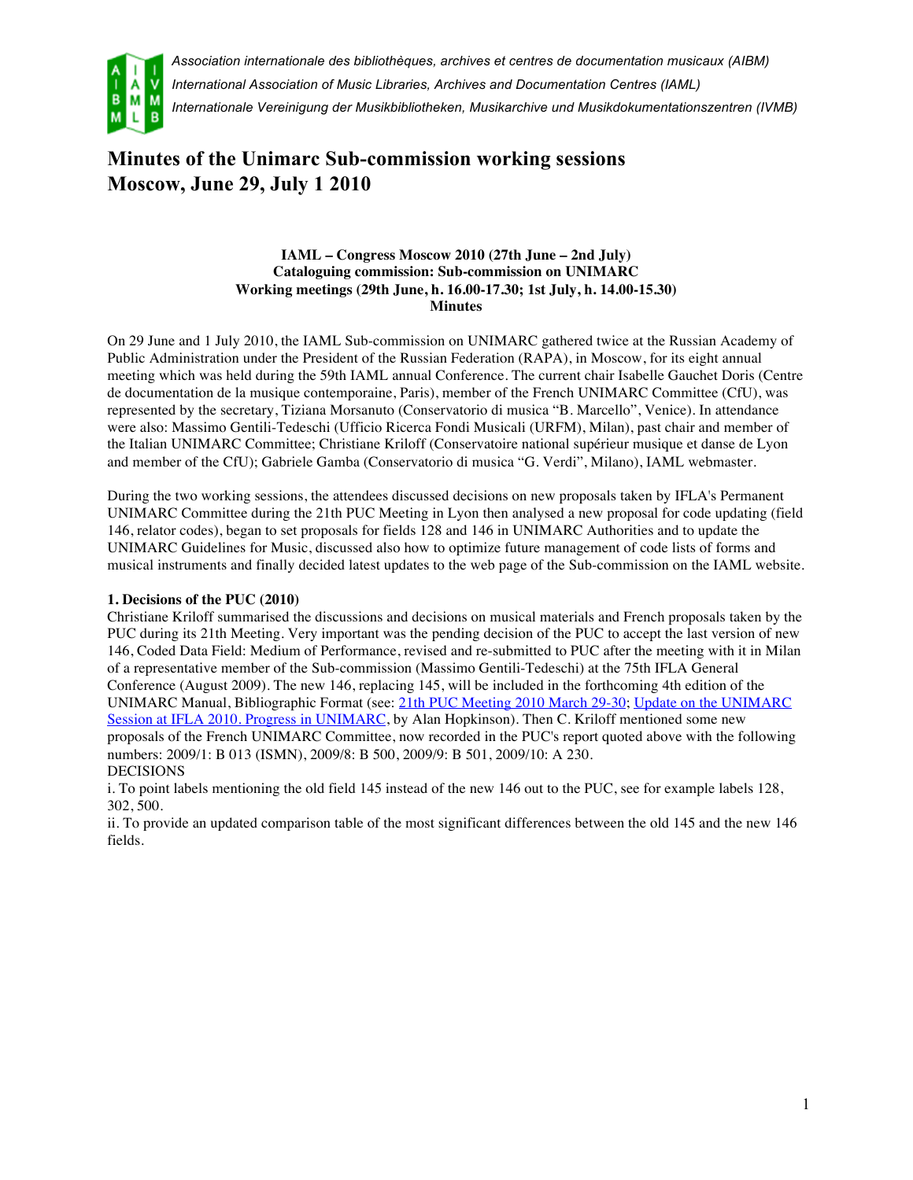*Association internationale des bibliothèques, archives et centres de documentation musicaux (AIBM)*
*International Association of Music Libraries, Archives and Documentation Centres (IAML)*
*Internationale Vereinigung der Musikbibliotheken, Musikarchive und Musikdokumentationszentren (IVMB)*

# Minutes of the Unimarc Sub-commission working sessions
# Moscow, June 29, July 1 2010

**IAML – Congress Moscow 2010 (27th June – 2nd July)**
**Cataloguing commission: Sub-commission on UNIMARC**
**Working meetings (29th June, h. 16.00-17.30; 1st July, h. 14.00-15.30)**
**Minutes**

On 29 June and 1 July 2010, the IAML Sub-commission on UNIMARC gathered twice at the Russian Academy of Public Administration under the President of the Russian Federation (RAPA), in Moscow, for its eight annual meeting which was held during the 59th IAML annual Conference. The current chair Isabelle Gauchet Doris (Centre de documentation de la musique contemporaine, Paris), member of the French UNIMARC Committee (CfU), was represented by the secretary, Tiziana Morsanuto (Conservatorio di musica "B. Marcello", Venice). In attendance were also: Massimo Gentili-Tedeschi (Ufficio Ricerca Fondi Musicali (URFM), Milan), past chair and member of the Italian UNIMARC Committee; Christiane Kriloff (Conservatoire national supérieur musique et danse de Lyon and member of the CfU); Gabriele Gamba (Conservatorio di musica "G. Verdi", Milano), IAML webmaster.

During the two working sessions, the attendees discussed decisions on new proposals taken by IFLA's Permanent UNIMARC Committee during the 21th PUC Meeting in Lyon then analysed a new proposal for code updating (field 146, relator codes), began to set proposals for fields 128 and 146 in UNIMARC Authorities and to update the UNIMARC Guidelines for Music, discussed also how to optimize future management of code lists of forms and musical instruments and finally decided latest updates to the web page of the Sub-commission on the IAML website.

**1. Decisions of the PUC (2010)**
Christiane Kriloff summarised the discussions and decisions on musical materials and French proposals taken by the PUC during its 21th Meeting. Very important was the pending decision of the PUC to accept the last version of new 146, Coded Data Field: Medium of Performance, revised and re-submitted to PUC after the meeting with it in Milan of a representative member of the Sub-commission (Massimo Gentili-Tedeschi) at the 75th IFLA General Conference (August 2009). The new 146, replacing 145, will be included in the forthcoming 4th edition of the UNIMARC Manual, Bibliographic Format (see: [21th PUC Meeting 2010 March 29-30]; [Update on the UNIMARC Session at IFLA 2010. Progress in UNIMARC], by Alan Hopkinson). Then C. Kriloff mentioned some new proposals of the French UNIMARC Committee, now recorded in the PUC's report quoted above with the following numbers: 2009/1: B 013 (ISMN), 2009/8: B 500, 2009/9: B 501, 2009/10: A 230.
DECISIONS
i. To point labels mentioning the old field 145 instead of the new 146 out to the PUC, see for example labels 128, 302, 500.
ii. To provide an updated comparison table of the most significant differences between the old 145 and the new 146 fields.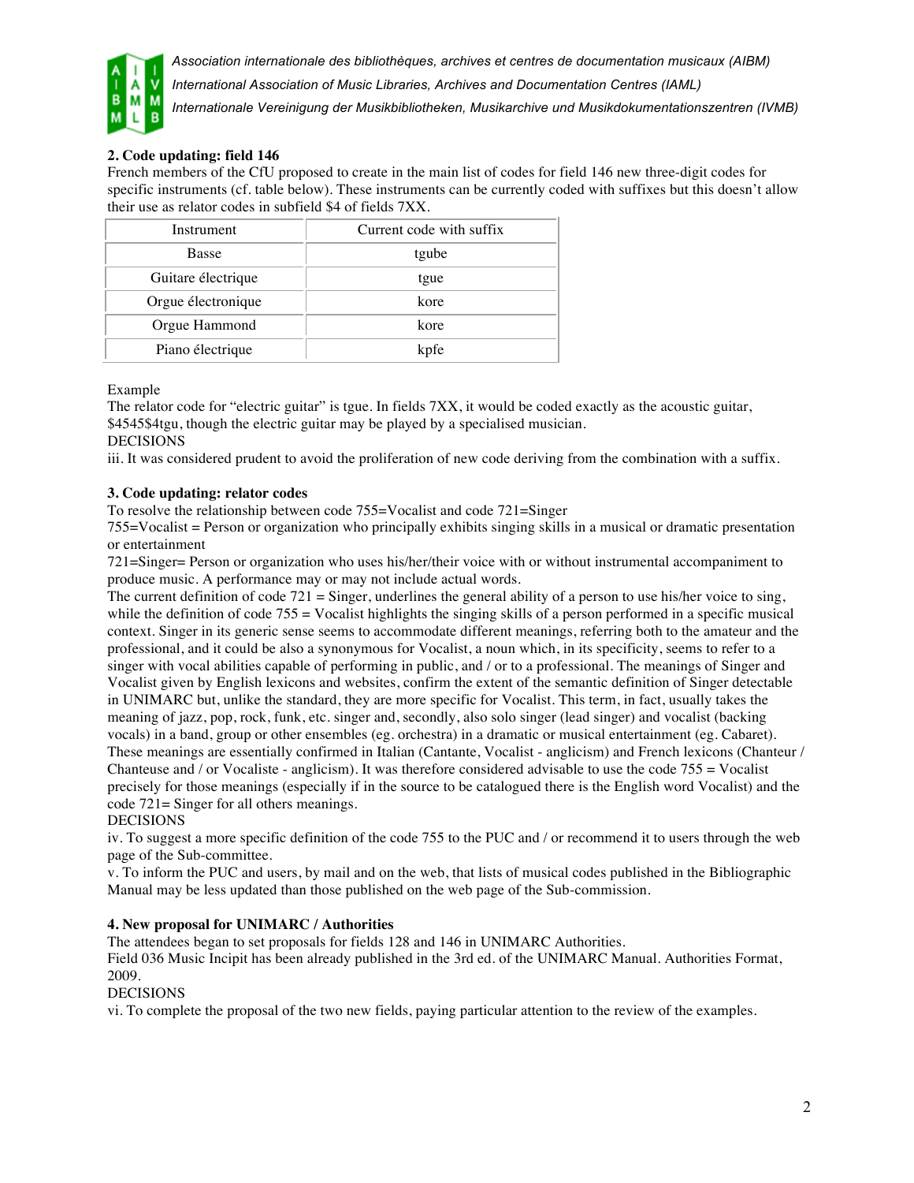**2. Code updating: field 146**

French members of the CfU proposed to create in the main list of codes for field 146 new three-digit codes for specific instruments (cf. table below). These instruments can be currently coded with suffixes but this doesn't allow their use as relator codes in subfield $4 of fields 7XX.

| Instrument | Current code with suffix |
|---|---|
| Basse | tgube |
| Guitare électrique | tgue |
| Orgue électronique | kore |
| Orgue Hammond | kore |
| Piano électrique | kpfe |

Example

The relator code for "electric guitar" is tgue. In fields 7XX, it would be coded exactly as the acoustic guitar, $4545$4tgu, though the electric guitar may be played by a specialised musician.

DECISIONS

iii. It was considered prudent to avoid the proliferation of new code deriving from the combination with a suffix.

**3. Code updating: relator codes**

To resolve the relationship between code 755=Vocalist and code 721=Singer

755=Vocalist = Person or organization who principally exhibits singing skills in a musical or dramatic presentation or entertainment

721=Singer= Person or organization who uses his/her/their voice with or without instrumental accompaniment to produce music. A performance may or may not include actual words.

The current definition of code 721 = Singer, underlines the general ability of a person to use his/her voice to sing, while the definition of code 755 = Vocalist highlights the singing skills of a person performed in a specific musical context. Singer in its generic sense seems to accommodate different meanings, referring both to the amateur and the professional, and it could be also a synonymous for Vocalist, a noun which, in its specificity, seems to refer to a singer with vocal abilities capable of performing in public, and / or to a professional. The meanings of Singer and Vocalist given by English lexicons and websites, confirm the extent of the semantic definition of Singer detectable in UNIMARC but, unlike the standard, they are more specific for Vocalist. This term, in fact, usually takes the meaning of jazz, pop, rock, funk, etc. singer and, secondly, also solo singer (lead singer) and vocalist (backing vocals) in a band, group or other ensembles (eg. orchestra) in a dramatic or musical entertainment (eg. Cabaret). These meanings are essentially confirmed in Italian (Cantante, Vocalist - anglicism) and French lexicons (Chanteur / Chanteuse and / or Vocaliste - anglicism). It was therefore considered advisable to use the code 755 = Vocalist precisely for those meanings (especially if in the source to be catalogued there is the English word Vocalist) and the code 721= Singer for all others meanings.

DECISIONS

iv. To suggest a more specific definition of the code 755 to the PUC and / or recommend it to users through the web page of the Sub-committee.

v. To inform the PUC and users, by mail and on the web, that lists of musical codes published in the Bibliographic Manual may be less updated than those published on the web page of the Sub-commission.

**4. New proposal for UNIMARC / Authorities**

The attendees began to set proposals for fields 128 and 146 in UNIMARC Authorities.

Field 036 Music Incipit has been already published in the 3rd ed. of the UNIMARC Manual. Authorities Format, 2009.

DECISIONS

vi. To complete the proposal of the two new fields, paying particular attention to the review of the examples.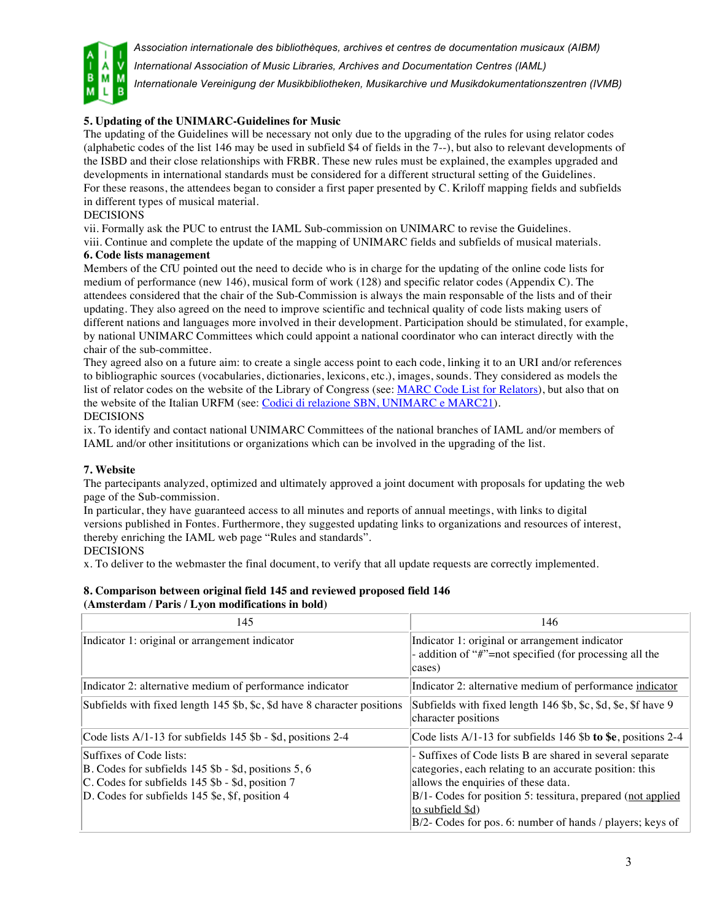*Association internationale des bibliothèques, archives et centres de documentation musicaux (AIBM)*

*International Association of Music Libraries, Archives and Documentation Centres (IAML)*

*Internationale Vereinigung der Musikbibliotheken, Musikarchive und Musikdokumentationszentren (IVMB)*

**5. Updating of the UNIMARC-Guidelines for Music**

The updating of the Guidelines will be necessary not only due to the upgrading of the rules for using relator codes (alphabetic codes of the list 146 may be used in subfield $4 of fields in the 7--), but also to relevant developments of the ISBD and their close relationships with FRBR. These new rules must be explained, the examples upgraded and developments in international standards must be considered for a different structural setting of the Guidelines.

For these reasons, the attendees began to consider a first paper presented by C. Kriloff mapping fields and subfields in different types of musical material.

DECISIONS

vii. Formally ask the PUC to entrust the IAML Sub-commission on UNIMARC to revise the Guidelines.

viii. Continue and complete the update of the mapping of UNIMARC fields and subfields of musical materials.

**6. Code lists management**

Members of the CfU pointed out the need to decide who is in charge for the updating of the online code lists for medium of performance (new 146), musical form of work (128) and specific relator codes (Appendix C). The attendees considered that the chair of the Sub-Commission is always the main responsable of the lists and of their updating. They also agreed on the need to improve scientific and technical quality of code lists making users of different nations and languages more involved in their development. Participation should be stimulated, for example, by national UNIMARC Committees which could appoint a national coordinator who can interact directly with the chair of the sub-committee.

They agreed also on a future aim: to create a single access point to each code, linking it to an URI and/or references to bibliographic sources (vocabularies, dictionaries, lexicons, etc.), images, sounds. They considered as models the list of relator codes on the website of the Library of Congress (see: [MARC Code List for Relators]), but also that on the website of the Italian URFM (see: [Codici di relazione SBN, UNIMARC e MARC21]).

DECISIONS

ix. To identify and contact national UNIMARC Committees of the national branches of IAML and/or members of IAML and/or other insititutions or organizations which can be involved in the upgrading of the list.

**7. Website**

The partecipants analyzed, optimized and ultimately approved a joint document with proposals for updating the web page of the Sub-commission.

In particular, they have guaranteed access to all minutes and reports of annual meetings, with links to digital versions published in Fontes. Furthermore, they suggested updating links to organizations and resources of interest, thereby enriching the IAML web page “Rules and standards”.

DECISIONS

x. To deliver to the webmaster the final document, to verify that all update requests are correctly implemented.

**8. Comparison between original field 145 and reviewed proposed field 146**
**(Amsterdam / Paris / Lyon modifications in bold)**

| 145 | 146 |
|---|---|
| Indicator 1: original or arrangement indicator | Indicator 1: original or arrangement indicator<br>- addition of “#”=not specified (for processing all the cases) |
| Indicator 2: alternative medium of performance indicator | Indicator 2: alternative medium of performance indicator |
| Subfields with fixed length 145 $b, $c, $d have 8 character positions | Subfields with fixed length 146 $b, $c, $d, $e, $f have 9 character positions |
| Code lists A/1-13 for subfields 145 $b - $d, positions 2-4 | Code lists A/1-13 for subfields 146 $b **to $e**, positions 2-4 |
| Suffixes of Code lists:<br>B. Codes for subfields 145 $b - $d, positions 5, 6<br>C. Codes for subfields 145 $b - $d, position 7<br>D. Codes for subfields 145 $e, $f, position 4 | - Suffixes of Code lists B are shared in several separate categories, each relating to an accurate position: this allows the enquiries of these data.<br>B/1- Codes for position 5: tessitura, prepared (not applied to subfield $d)<br>B/2- Codes for pos. 6: number of hands / players; keys of |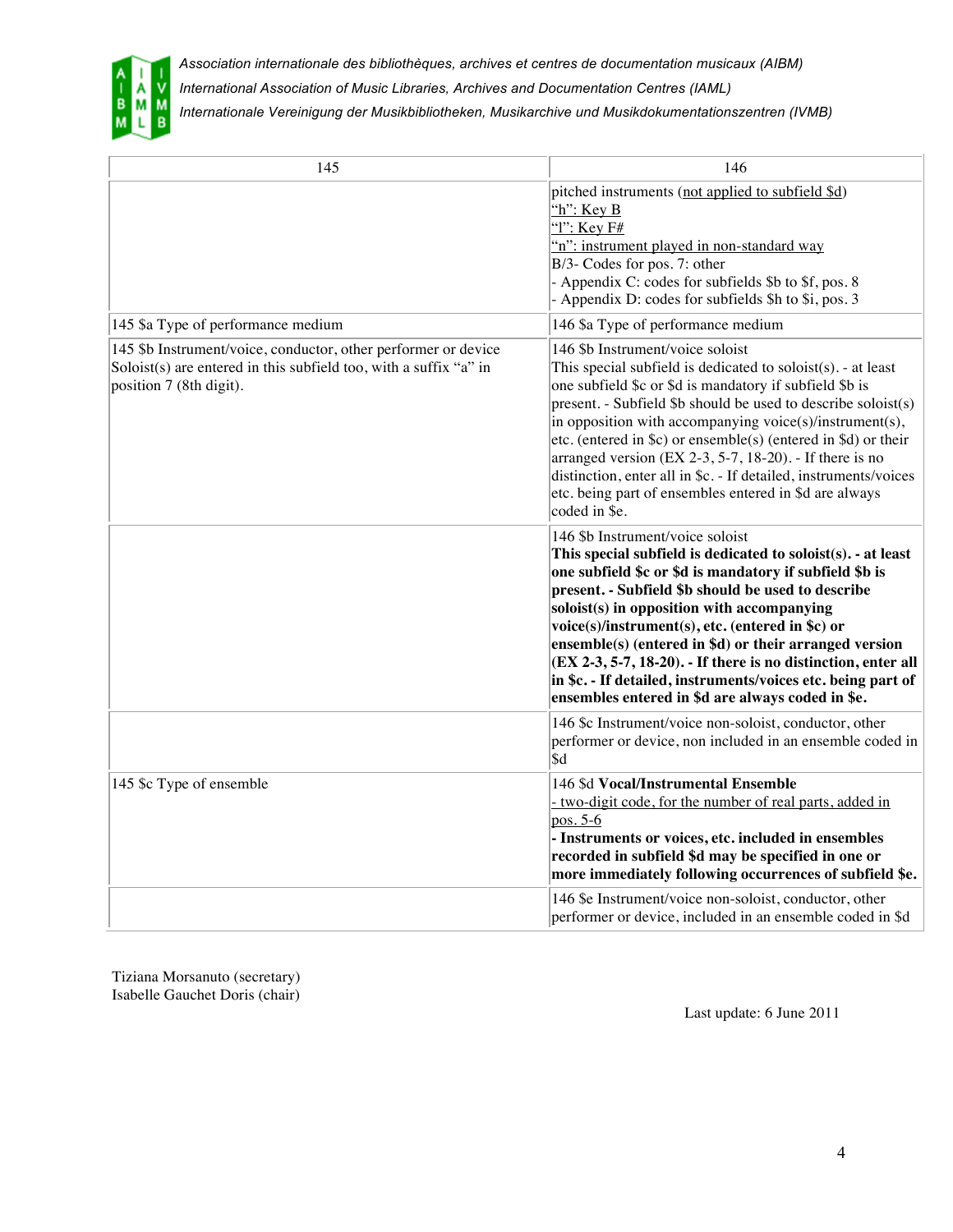*Association internationale des bibliothèques, archives et centres de documentation musicaux (AIBM)*
*International Association of Music Libraries, Archives and Documentation Centres (IAML)*
*Internationale Vereinigung der Musikbibliotheken, Musikarchive und Musikdokumentationszentren (IVMB)*

| 145 | 146 |
|---|---|
| | pitched instruments (<u>not applied to subfield $d</u>)<br><u>"h": Key B</u><br><u>"l": Key F#</u><br><u>"n": instrument played in non-standard way</u><br>B/3- Codes for pos. 7: other<br>- Appendix C: codes for subfields $b to $f, pos. 8<br>- Appendix D: codes for subfields $h to $i, pos. 3 |
| 145 $a Type of performance medium | 146 $a Type of performance medium |
| 145 $b Instrument/voice, conductor, other performer or device<br>Soloist(s) are entered in this subfield too, with a suffix "a" in position 7 (8th digit). | 146 $b Instrument/voice soloist<br>This special subfield is dedicated to soloist(s). - at least one subfield $c or $d is mandatory if subfield $b is present. - Subfield $b should be used to describe soloist(s) in opposition with accompanying voice(s)/instrument(s), etc. (entered in $c) or ensemble(s) (entered in $d) or their arranged version (EX 2-3, 5-7, 18-20). - If there is no distinction, enter all in $c. - If detailed, instruments/voices etc. being part of ensembles entered in $d are always coded in $e. |
| | 146 $b Instrument/voice soloist<br>**This special subfield is dedicated to soloist(s). - at least one subfield $c or $d is mandatory if subfield $b is present. - Subfield $b should be used to describe soloist(s) in opposition with accompanying voice(s)/instrument(s), etc. (entered in $c) or ensemble(s) (entered in $d) or their arranged version (EX 2-3, 5-7, 18-20). - If there is no distinction, enter all in $c. - If detailed, instruments/voices etc. being part of ensembles entered in $d are always coded in $e.** |
| | 146 $c Instrument/voice non-soloist, conductor, other performer or device, non included in an ensemble coded in $d |
| 145 $c Type of ensemble | 146 $d **Vocal/Instrumental Ensemble**<br><u>- two-digit code, for the number of real parts, added in pos. 5-6</u><br>**- Instruments or voices, etc. included in ensembles recorded in subfield $d may be specified in one or more immediately following occurrences of subfield $e.** |
| | 146 $e Instrument/voice non-soloist, conductor, other performer or device, included in an ensemble coded in $d |

Tiziana Morsanuto (secretary)
Isabelle Gauchet Doris (chair)

Last update: 6 June 2011